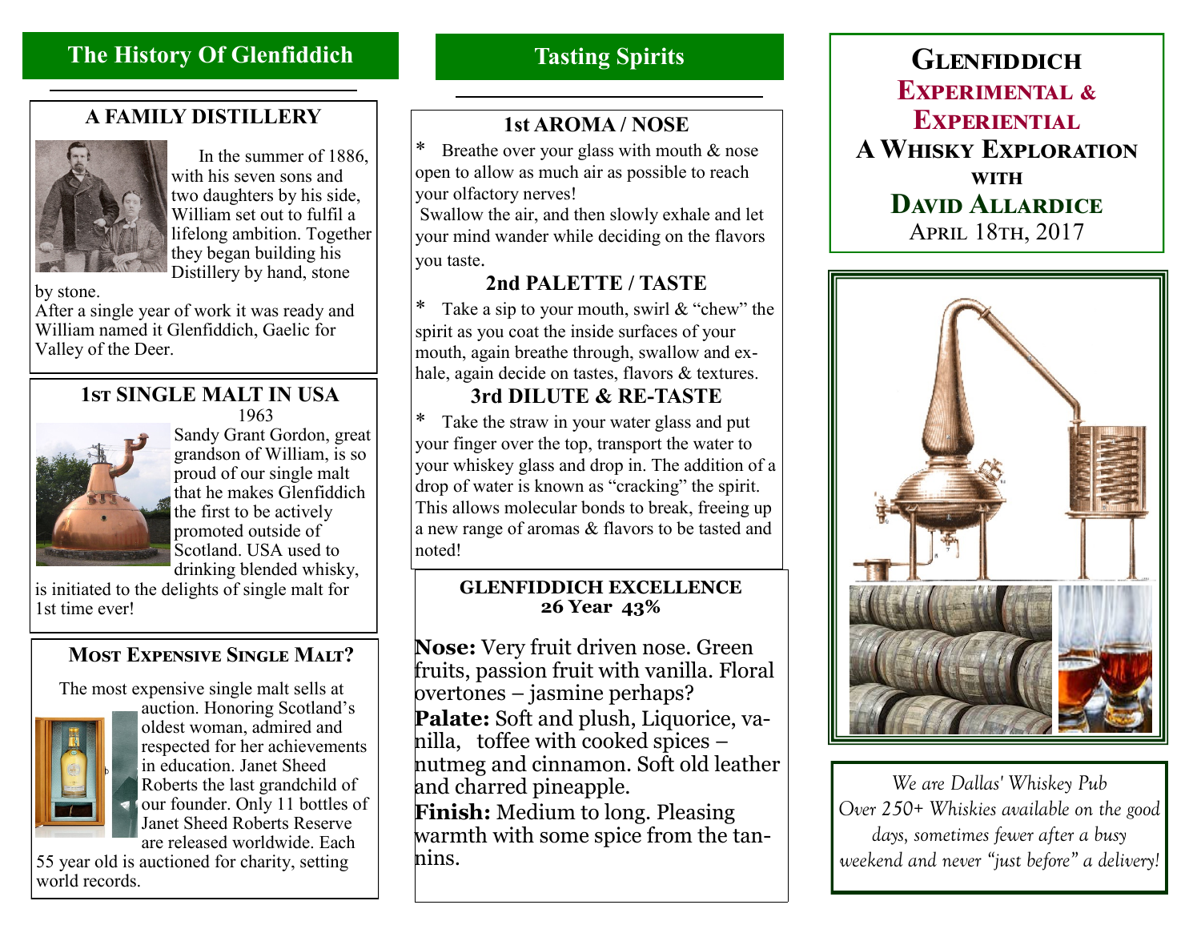## The History Of Glenfiddich

### A FAMILY DISTILLERY

In the summer of 1886, with his seven sons and two daughters by his side, William set out to fulfil a lifelong ambition. Together they began building his Distillery by hand, stone by stone.

After a single year of work it was ready and William named it Glenfiddich, Gaelic for Valley of the Deer.

### 1ST SINGLE MALT IN USA

1963

Sandy Grant Gordon, great grandson of William, is so proud of our single malt that he makes Glenfiddich the first to be actively promoted outside of Scotland. USA used to drinking blended whisky, is initiated to the delights of single malt for 1st time ever!

### MOST EXPENSIVE SINGLE MALT?

The most expensive single malt sells at auction. Honoring Scotland's oldest woman, admired and respected for her achievements in education. Janet Sheed Roberts the last grandchild of our founder. Only 11 bottles of Janet Sheed Roberts Reserve are released worldwide. Each 55 year old is auctioned for charity, setting world records.

## Tasting Spirits

### 1st AROMA / NOSE

* Breathe over your glass with mouth & nose open to allow as much air as possible to reach your olfactory nerves!
Swallow the air, and then slowly exhale and let your mind wander while deciding on the flavors you taste.

### 2nd PALETTE / TASTE

* Take a sip to your mouth, swirl & "chew" the spirit as you coat the inside surfaces of your mouth, again breathe through, swallow and exhale, again decide on tastes, flavors & textures.

### 3rd DILUTE & RE-TASTE

* Take the straw in your water glass and put your finger over the top, transport the water to your whiskey glass and drop in. The addition of a drop of water is known as "cracking" the spirit. This allows molecular bonds to break, freeing up a new range of aromas & flavors to be tasted and noted!

### GLENFIDDICH EXCELLENCE
**26 Year 43%**

**Nose:** Very fruit driven nose. Green fruits, passion fruit with vanilla. Floral overtones – jasmine perhaps?

**Palate:** Soft and plush, Liquorice, vanilla, toffee with cooked spices – nutmeg and cinnamon. Soft old leather and charred pineapple.

**Finish:** Medium to long. Pleasing warmth with some spice from the tannins.

# GLENFIDDICH
## EXPERIMENTAL & EXPERIENTIAL
## A WHISKY EXPLORATION
with
## DAVID ALLARDICE
APRIL 18TH, 2017

*We are Dallas' Whiskey Pub*
*Over 250+ Whiskies available on the good days, sometimes fewer after a busy weekend and never "just before" a delivery!*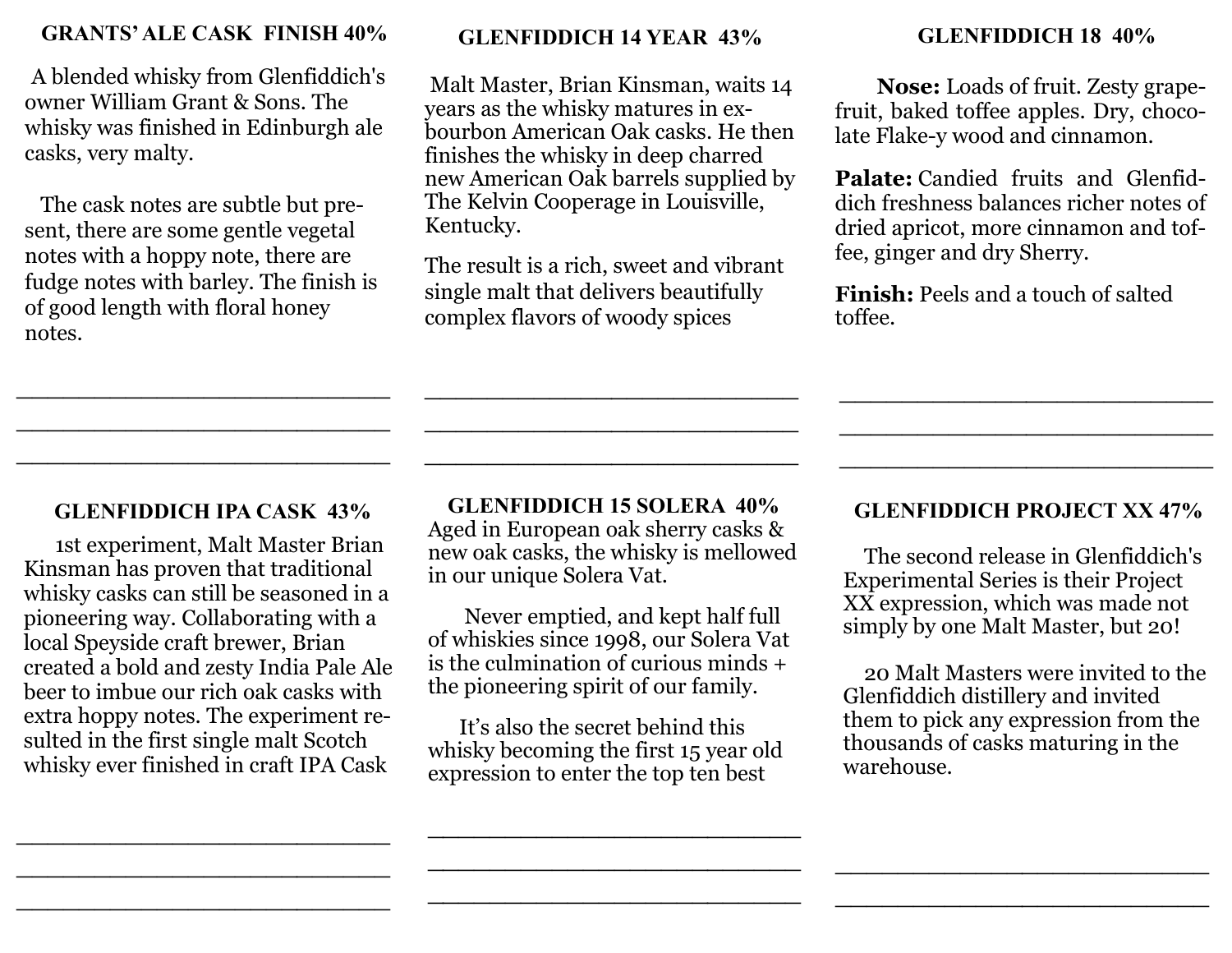## GRANTS' ALE CASK FINISH 40%

A blended whisky from Glenfiddich's owner William Grant & Sons. The whisky was finished in Edinburgh ale casks, very malty.

The cask notes are subtle but present, there are some gentle vegetal notes with a hoppy note, there are fudge notes with barley. The finish is of good length with floral honey notes.

______________________________
______________________________
______________________________

## GLENFIDDICH 14 YEAR 43%

Malt Master, Brian Kinsman, waits 14 years as the whisky matures in ex-bourbon American Oak casks. He then finishes the whisky in deep charred new American Oak barrels supplied by The Kelvin Cooperage in Louisville, Kentucky.

The result is a rich, sweet and vibrant single malt that delivers beautifully complex flavors of woody spices

______________________________
______________________________
______________________________

## GLENFIDDICH 18 40%

**Nose:** Loads of fruit. Zesty grapefruit, baked toffee apples. Dry, chocolate Flake-y wood and cinnamon.

**Palate:** Candied fruits and Glenfiddich freshness balances richer notes of dried apricot, more cinnamon and toffee, ginger and dry Sherry.

**Finish:** Peels and a touch of salted toffee.

______________________________
______________________________
______________________________

## GLENFIDDICH IPA CASK 43%

1st experiment, Malt Master Brian Kinsman has proven that traditional whisky casks can still be seasoned in a pioneering way. Collaborating with a local Speyside craft brewer, Brian created a bold and zesty India Pale Ale beer to imbue our rich oak casks with extra hoppy notes. The experiment resulted in the first single malt Scotch whisky ever finished in craft IPA Cask

______________________________
______________________________
______________________________

## GLENFIDDICH 15 SOLERA 40%

Aged in European oak sherry casks & new oak casks, the whisky is mellowed in our unique Solera Vat.

Never emptied, and kept half full of whiskies since 1998, our Solera Vat is the culmination of curious minds + the pioneering spirit of our family.

It's also the secret behind this whisky becoming the first 15 year old expression to enter the top ten best

______________________________
______________________________
______________________________

## GLENFIDDICH PROJECT XX 47%

The second release in Glenfiddich's Experimental Series is their Project XX expression, which was made not simply by one Malt Master, but 20!

20 Malt Masters were invited to the Glenfiddich distillery and invited them to pick any expression from the thousands of casks maturing in the warehouse.

______________________________
______________________________